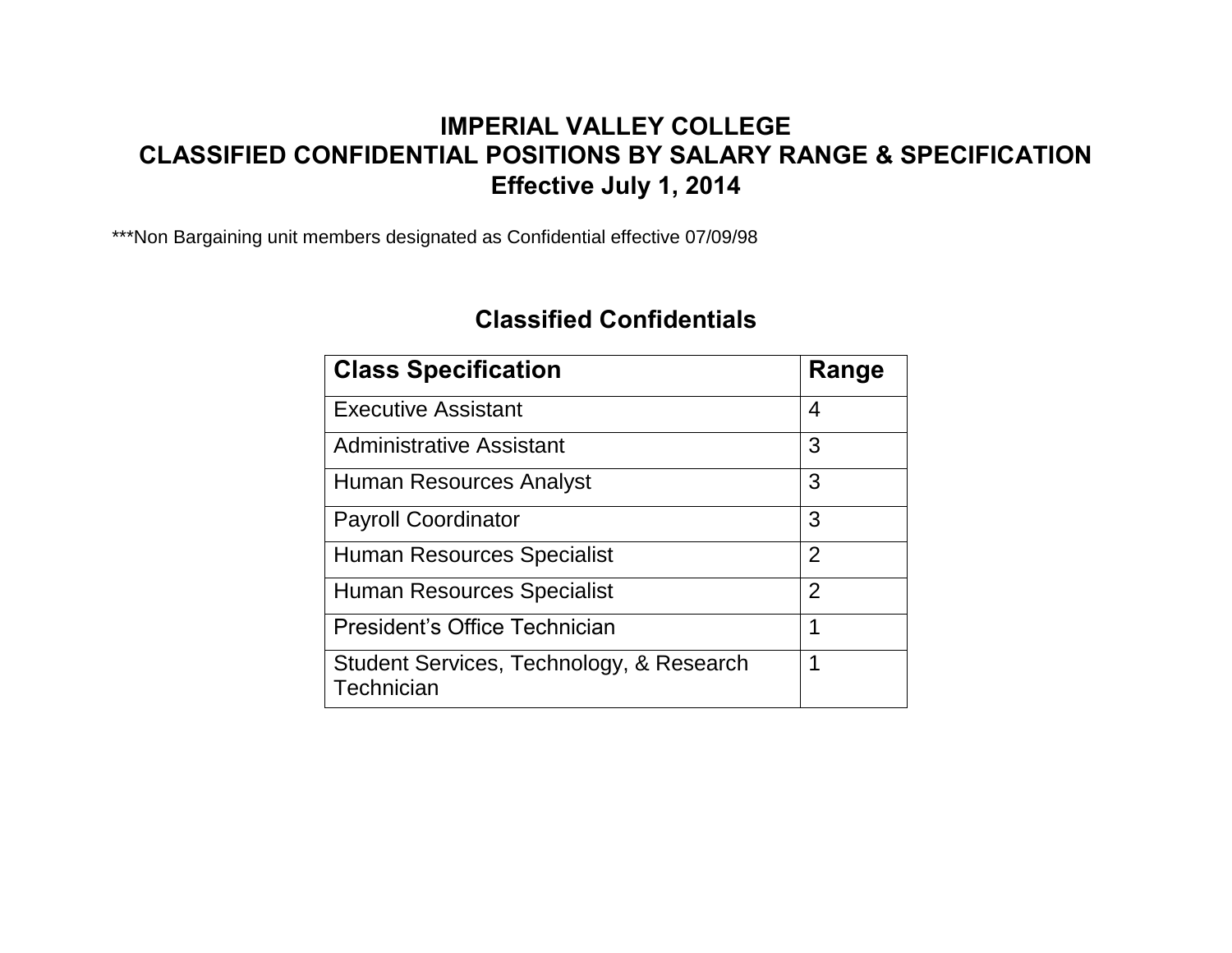# IMPERIAL VALLEY COLLEGE
# CLASSIFIED CONFIDENTIAL POSITIONS BY SALARY RANGE & SPECIFICATION
# Effective July 1, 2014

***Non Bargaining unit members designated as Confidential effective 07/09/98

## Classified Confidentials

| Class Specification | Range |
|---|---|
| Executive Assistant | 4 |
| Administrative Assistant | 3 |
| Human Resources Analyst | 3 |
| Payroll Coordinator | 3 |
| Human Resources Specialist | 2 |
| Human Resources Specialist | 2 |
| President's Office Technician | 1 |
| Student Services, Technology, & Research Technician | 1 |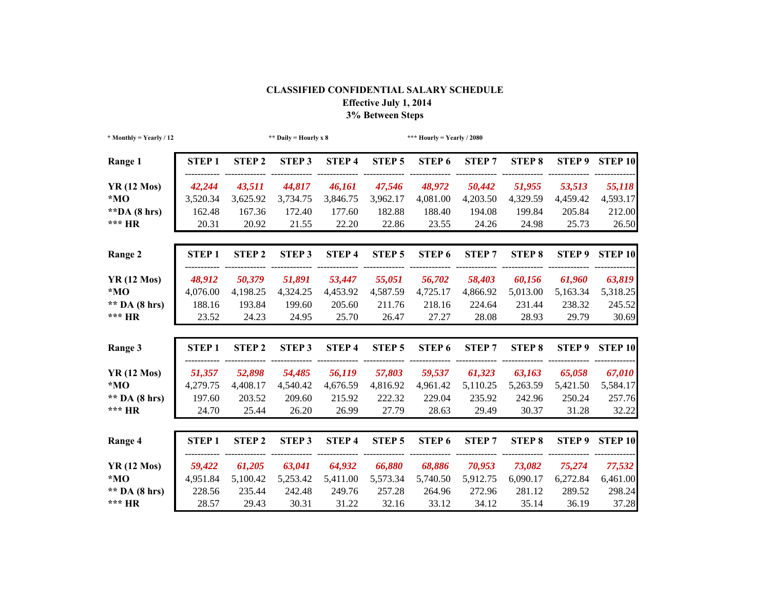**CLASSIFIED CONFIDENTIAL SALARY SCHEDULE**
**Effective July 1, 2014**
**3% Between Steps**

\* Monthly = Yearly / 12 &nbsp;&nbsp;&nbsp;&nbsp; ** Daily = Hourly x 8 &nbsp;&nbsp;&nbsp;&nbsp; *** Hourly = Yearly / 2080

| Range 1 | STEP 1 | STEP 2 | STEP 3 | STEP 4 | STEP 5 | STEP 6 | STEP 7 | STEP 8 | STEP 9 | STEP 10 |
|---|---|---|---|---|---|---|---|---|---|---|
| **YR (12 Mos)** | *42,244* | *43,511* | *44,817* | *46,161* | *47,546* | *48,972* | *50,442* | *51,955* | *53,513* | *55,118* |
| ***MO** | 3,520.34 | 3,625.92 | 3,734.75 | 3,846.75 | 3,962.17 | 4,081.00 | 4,203.50 | 4,329.59 | 4,459.42 | 4,593.17 |
| ****DA (8 hrs)** | 162.48 | 167.36 | 172.40 | 177.60 | 182.88 | 188.40 | 194.08 | 199.84 | 205.84 | 212.00 |
| ***** HR** | 20.31 | 20.92 | 21.55 | 22.20 | 22.86 | 23.55 | 24.26 | 24.98 | 25.73 | 26.50 |

| Range 2 | STEP 1 | STEP 2 | STEP 3 | STEP 4 | STEP 5 | STEP 6 | STEP 7 | STEP 8 | STEP 9 | STEP 10 |
|---|---|---|---|---|---|---|---|---|---|---|
| **YR (12 Mos)** | *48,912* | *50,379* | *51,891* | *53,447* | *55,051* | *56,702* | *58,403* | *60,156* | *61,960* | *63,819* |
| ***MO** | 4,076.00 | 4,198.25 | 4,324.25 | 4,453.92 | 4,587.59 | 4,725.17 | 4,866.92 | 5,013.00 | 5,163.34 | 5,318.25 |
| **** DA (8 hrs)** | 188.16 | 193.84 | 199.60 | 205.60 | 211.76 | 218.16 | 224.64 | 231.44 | 238.32 | 245.52 |
| ***** HR** | 23.52 | 24.23 | 24.95 | 25.70 | 26.47 | 27.27 | 28.08 | 28.93 | 29.79 | 30.69 |

| Range 3 | STEP 1 | STEP 2 | STEP 3 | STEP 4 | STEP 5 | STEP 6 | STEP 7 | STEP 8 | STEP 9 | STEP 10 |
|---|---|---|---|---|---|---|---|---|---|---|
| **YR (12 Mos)** | *51,357* | *52,898* | *54,485* | *56,119* | *57,803* | *59,537* | *61,323* | *63,163* | *65,058* | *67,010* |
| ***MO** | 4,279.75 | 4,408.17 | 4,540.42 | 4,676.59 | 4,816.92 | 4,961.42 | 5,110.25 | 5,263.59 | 5,421.50 | 5,584.17 |
| **** DA (8 hrs)** | 197.60 | 203.52 | 209.60 | 215.92 | 222.32 | 229.04 | 235.92 | 242.96 | 250.24 | 257.76 |
| ***** HR** | 24.70 | 25.44 | 26.20 | 26.99 | 27.79 | 28.63 | 29.49 | 30.37 | 31.28 | 32.22 |

| Range 4 | STEP 1 | STEP 2 | STEP 3 | STEP 4 | STEP 5 | STEP 6 | STEP 7 | STEP 8 | STEP 9 | STEP 10 |
|---|---|---|---|---|---|---|---|---|---|---|
| **YR (12 Mos)** | *59,422* | *61,205* | *63,041* | *64,932* | *66,880* | *68,886* | *70,953* | *73,082* | *75,274* | *77,532* |
| ***MO** | 4,951.84 | 5,100.42 | 5,253.42 | 5,411.00 | 5,573.34 | 5,740.50 | 5,912.75 | 6,090.17 | 6,272.84 | 6,461.00 |
| **** DA (8 hrs)** | 228.56 | 235.44 | 242.48 | 249.76 | 257.28 | 264.96 | 272.96 | 281.12 | 289.52 | 298.24 |
| ***** HR** | 28.57 | 29.43 | 30.31 | 31.22 | 32.16 | 33.12 | 34.12 | 35.14 | 36.19 | 37.28 |